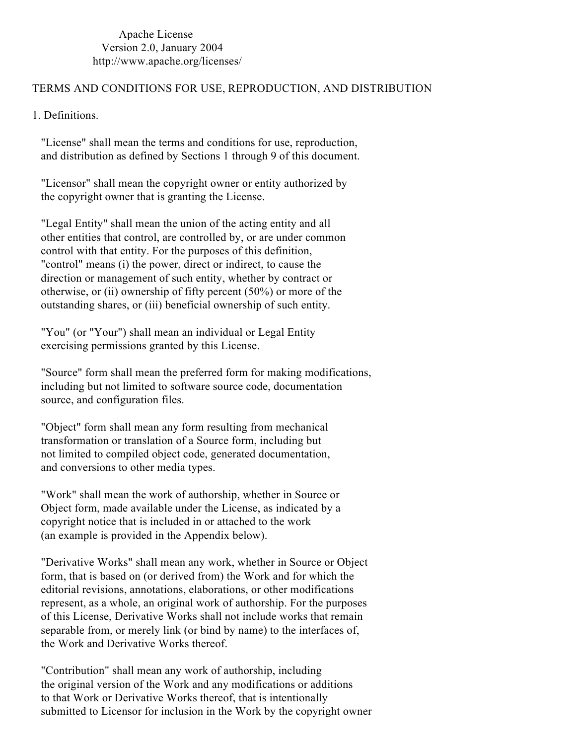Apache License
Version 2.0, January 2004
http://www.apache.org/licenses/

TERMS AND CONDITIONS FOR USE, REPRODUCTION, AND DISTRIBUTION

1. Definitions.

"License" shall mean the terms and conditions for use, reproduction, and distribution as defined by Sections 1 through 9 of this document.

"Licensor" shall mean the copyright owner or entity authorized by the copyright owner that is granting the License.

"Legal Entity" shall mean the union of the acting entity and all other entities that control, are controlled by, or are under common control with that entity. For the purposes of this definition, "control" means (i) the power, direct or indirect, to cause the direction or management of such entity, whether by contract or otherwise, or (ii) ownership of fifty percent (50%) or more of the outstanding shares, or (iii) beneficial ownership of such entity.

"You" (or "Your") shall mean an individual or Legal Entity exercising permissions granted by this License.

"Source" form shall mean the preferred form for making modifications, including but not limited to software source code, documentation source, and configuration files.

"Object" form shall mean any form resulting from mechanical transformation or translation of a Source form, including but not limited to compiled object code, generated documentation, and conversions to other media types.

"Work" shall mean the work of authorship, whether in Source or Object form, made available under the License, as indicated by a copyright notice that is included in or attached to the work (an example is provided in the Appendix below).

"Derivative Works" shall mean any work, whether in Source or Object form, that is based on (or derived from) the Work and for which the editorial revisions, annotations, elaborations, or other modifications represent, as a whole, an original work of authorship. For the purposes of this License, Derivative Works shall not include works that remain separable from, or merely link (or bind by name) to the interfaces of, the Work and Derivative Works thereof.

"Contribution" shall mean any work of authorship, including the original version of the Work and any modifications or additions to that Work or Derivative Works thereof, that is intentionally submitted to Licensor for inclusion in the Work by the copyright owner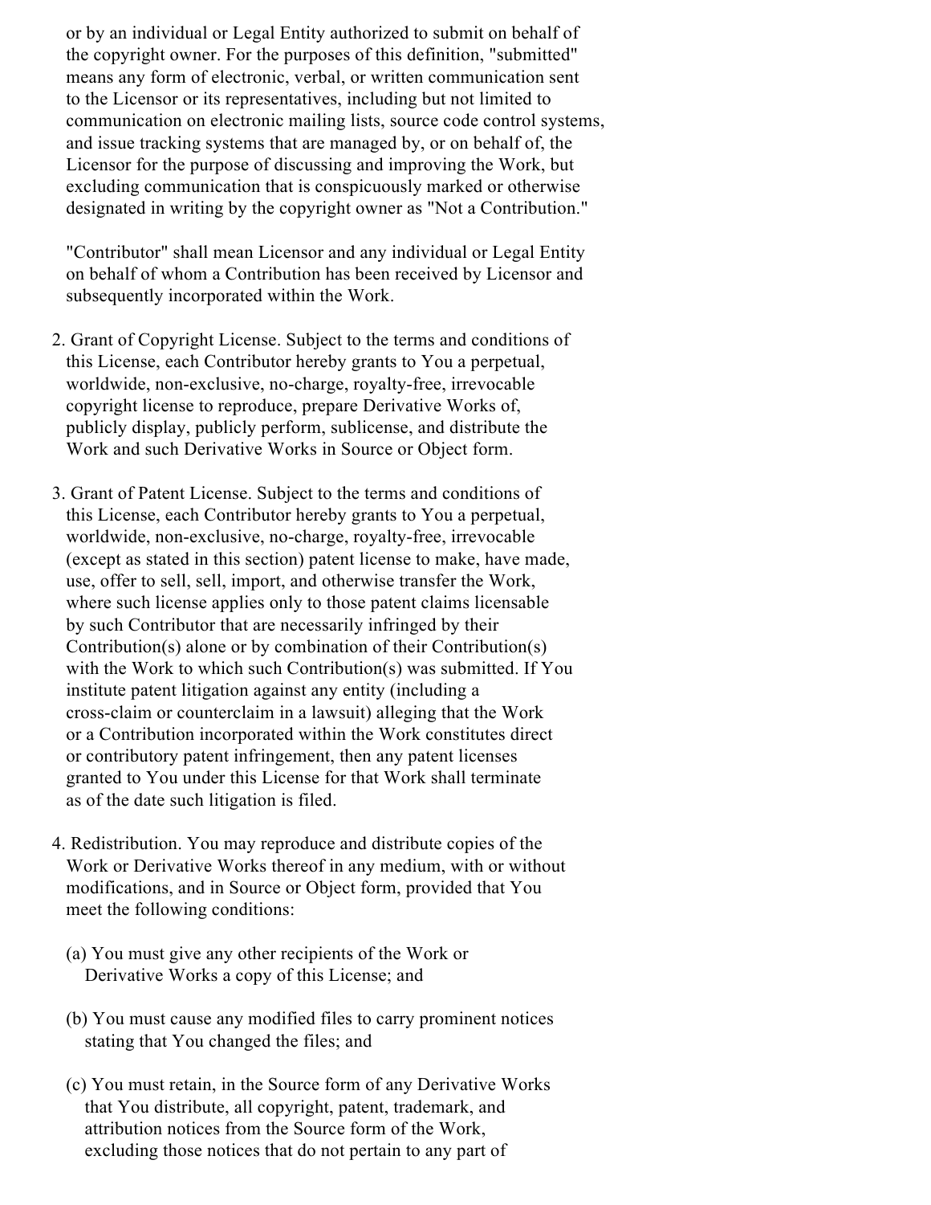or by an individual or Legal Entity authorized to submit on behalf of the copyright owner. For the purposes of this definition, "submitted" means any form of electronic, verbal, or written communication sent to the Licensor or its representatives, including but not limited to communication on electronic mailing lists, source code control systems, and issue tracking systems that are managed by, or on behalf of, the Licensor for the purpose of discussing and improving the Work, but excluding communication that is conspicuously marked or otherwise designated in writing by the copyright owner as "Not a Contribution."

"Contributor" shall mean Licensor and any individual or Legal Entity on behalf of whom a Contribution has been received by Licensor and subsequently incorporated within the Work.

2. Grant of Copyright License. Subject to the terms and conditions of this License, each Contributor hereby grants to You a perpetual, worldwide, non-exclusive, no-charge, royalty-free, irrevocable copyright license to reproduce, prepare Derivative Works of, publicly display, publicly perform, sublicense, and distribute the Work and such Derivative Works in Source or Object form.

3. Grant of Patent License. Subject to the terms and conditions of this License, each Contributor hereby grants to You a perpetual, worldwide, non-exclusive, no-charge, royalty-free, irrevocable (except as stated in this section) patent license to make, have made, use, offer to sell, sell, import, and otherwise transfer the Work, where such license applies only to those patent claims licensable by such Contributor that are necessarily infringed by their Contribution(s) alone or by combination of their Contribution(s) with the Work to which such Contribution(s) was submitted. If You institute patent litigation against any entity (including a cross-claim or counterclaim in a lawsuit) alleging that the Work or a Contribution incorporated within the Work constitutes direct or contributory patent infringement, then any patent licenses granted to You under this License for that Work shall terminate as of the date such litigation is filed.

4. Redistribution. You may reproduce and distribute copies of the Work or Derivative Works thereof in any medium, with or without modifications, and in Source or Object form, provided that You meet the following conditions:

   (a) You must give any other recipients of the Work or Derivative Works a copy of this License; and

   (b) You must cause any modified files to carry prominent notices stating that You changed the files; and

   (c) You must retain, in the Source form of any Derivative Works that You distribute, all copyright, patent, trademark, and attribution notices from the Source form of the Work, excluding those notices that do not pertain to any part of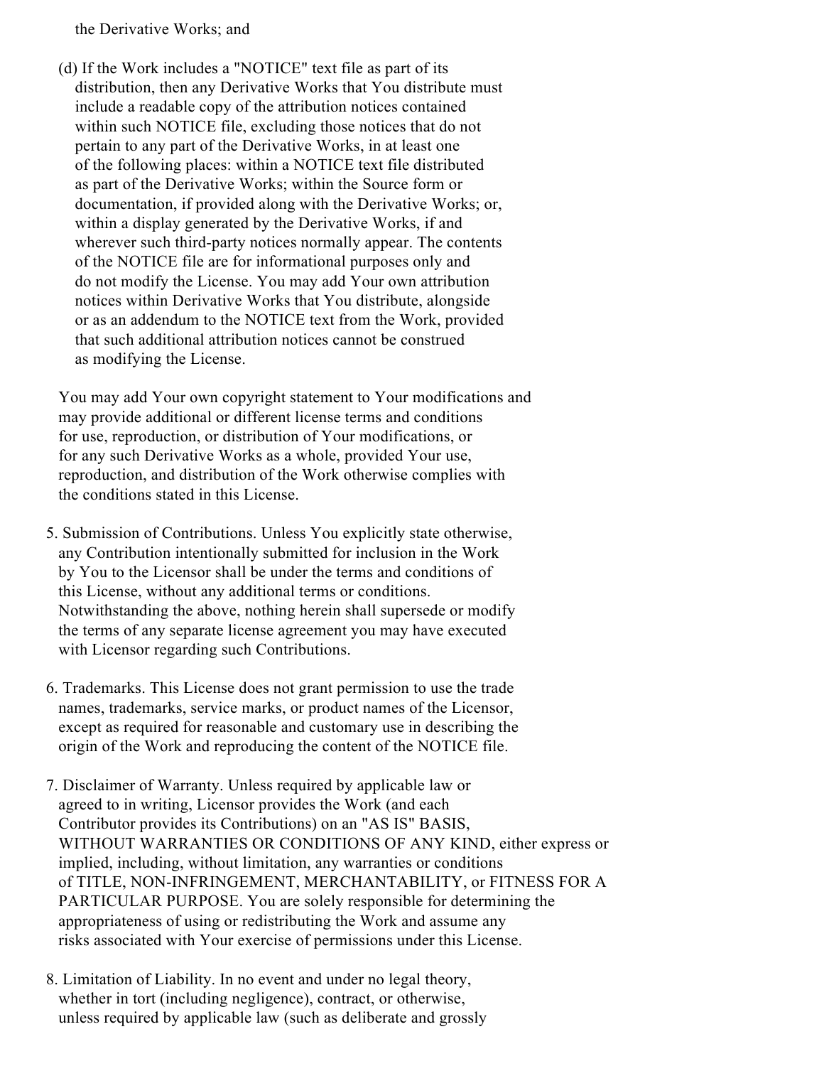the Derivative Works; and

(d) If the Work includes a "NOTICE" text file as part of its distribution, then any Derivative Works that You distribute must include a readable copy of the attribution notices contained within such NOTICE file, excluding those notices that do not pertain to any part of the Derivative Works, in at least one of the following places: within a NOTICE text file distributed as part of the Derivative Works; within the Source form or documentation, if provided along with the Derivative Works; or, within a display generated by the Derivative Works, if and wherever such third-party notices normally appear. The contents of the NOTICE file are for informational purposes only and do not modify the License. You may add Your own attribution notices within Derivative Works that You distribute, alongside or as an addendum to the NOTICE text from the Work, provided that such additional attribution notices cannot be construed as modifying the License.

You may add Your own copyright statement to Your modifications and may provide additional or different license terms and conditions for use, reproduction, or distribution of Your modifications, or for any such Derivative Works as a whole, provided Your use, reproduction, and distribution of the Work otherwise complies with the conditions stated in this License.

5. Submission of Contributions. Unless You explicitly state otherwise, any Contribution intentionally submitted for inclusion in the Work by You to the Licensor shall be under the terms and conditions of this License, without any additional terms or conditions. Notwithstanding the above, nothing herein shall supersede or modify the terms of any separate license agreement you may have executed with Licensor regarding such Contributions.

6. Trademarks. This License does not grant permission to use the trade names, trademarks, service marks, or product names of the Licensor, except as required for reasonable and customary use in describing the origin of the Work and reproducing the content of the NOTICE file.

7. Disclaimer of Warranty. Unless required by applicable law or agreed to in writing, Licensor provides the Work (and each Contributor provides its Contributions) on an "AS IS" BASIS, WITHOUT WARRANTIES OR CONDITIONS OF ANY KIND, either express or implied, including, without limitation, any warranties or conditions of TITLE, NON-INFRINGEMENT, MERCHANTABILITY, or FITNESS FOR A PARTICULAR PURPOSE. You are solely responsible for determining the appropriateness of using or redistributing the Work and assume any risks associated with Your exercise of permissions under this License.

8. Limitation of Liability. In no event and under no legal theory, whether in tort (including negligence), contract, or otherwise, unless required by applicable law (such as deliberate and grossly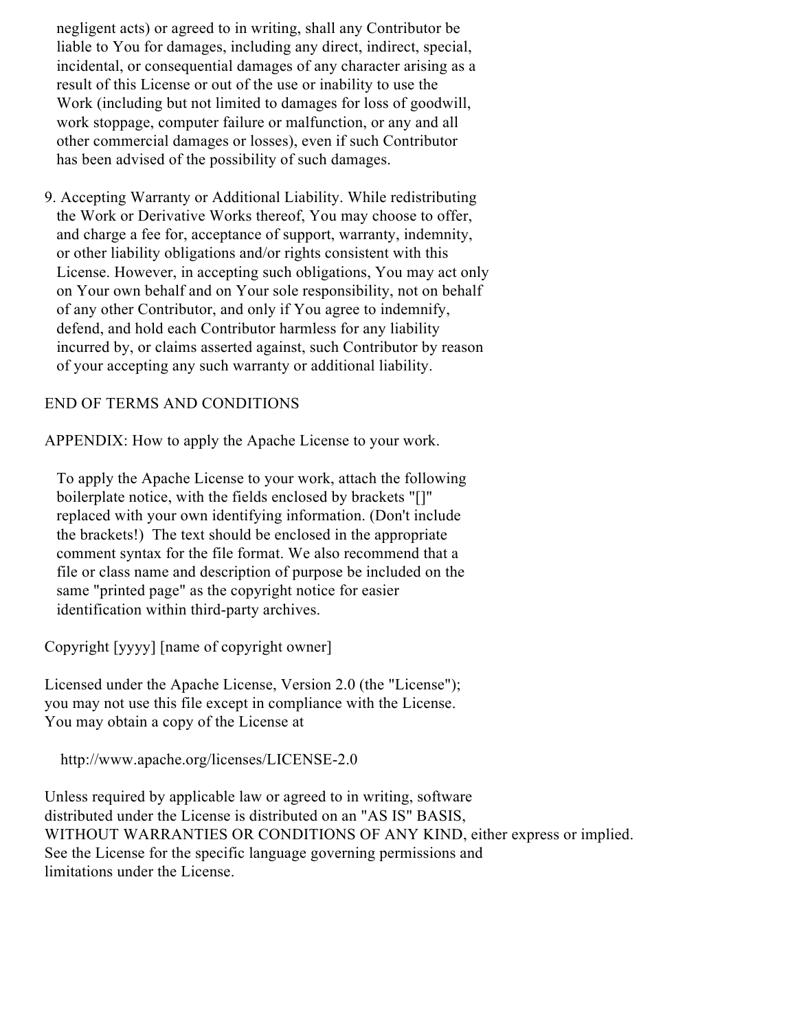negligent acts) or agreed to in writing, shall any Contributor be liable to You for damages, including any direct, indirect, special, incidental, or consequential damages of any character arising as a result of this License or out of the use or inability to use the Work (including but not limited to damages for loss of goodwill, work stoppage, computer failure or malfunction, or any and all other commercial damages or losses), even if such Contributor has been advised of the possibility of such damages.

9. Accepting Warranty or Additional Liability. While redistributing the Work or Derivative Works thereof, You may choose to offer, and charge a fee for, acceptance of support, warranty, indemnity, or other liability obligations and/or rights consistent with this License. However, in accepting such obligations, You may act only on Your own behalf and on Your sole responsibility, not on behalf of any other Contributor, and only if You agree to indemnify, defend, and hold each Contributor harmless for any liability incurred by, or claims asserted against, such Contributor by reason of your accepting any such warranty or additional liability.

END OF TERMS AND CONDITIONS

APPENDIX: How to apply the Apache License to your work.

To apply the Apache License to your work, attach the following boilerplate notice, with the fields enclosed by brackets "[]" replaced with your own identifying information. (Don't include the brackets!) The text should be enclosed in the appropriate comment syntax for the file format. We also recommend that a file or class name and description of purpose be included on the same "printed page" as the copyright notice for easier identification within third-party archives.

Copyright [yyyy] [name of copyright owner]

Licensed under the Apache License, Version 2.0 (the "License");
you may not use this file except in compliance with the License.
You may obtain a copy of the License at

http://www.apache.org/licenses/LICENSE-2.0

Unless required by applicable law or agreed to in writing, software
distributed under the License is distributed on an "AS IS" BASIS,
WITHOUT WARRANTIES OR CONDITIONS OF ANY KIND, either express or implied.
See the License for the specific language governing permissions and
limitations under the License.